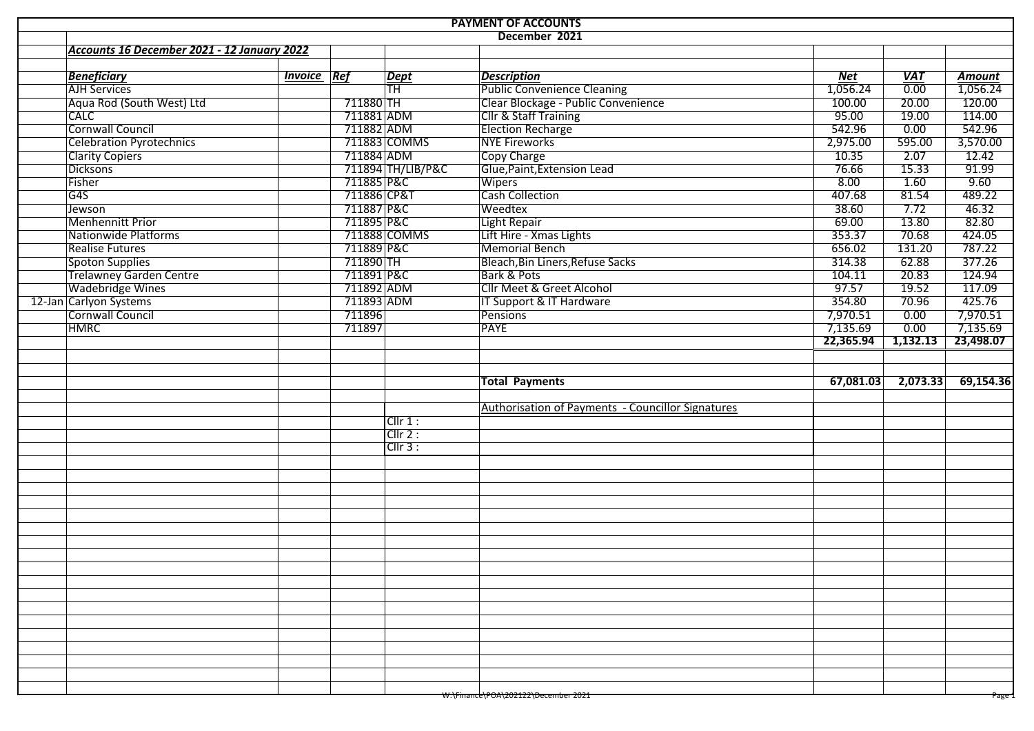# PAYMENT OF ACCOUNTS

## December 2021

***Accounts 16 December 2021 - 12 January 2022***

| | *Beneficiary* | *Invoice* | *Ref* | *Dept* | *Description* | *Net* | *VAT* | *Amount* |
|---|---|---|---|---|---|---|---|---|
| | AJH Services | | | TH | Public Convenience Cleaning | 1,056.24 | 0.00 | 1,056.24 |
| | Aqua Rod (South West) Ltd | | 711880 | TH | Clear Blockage - Public Convenience | 100.00 | 20.00 | 120.00 |
| | CALC | | 711881 | ADM | Cllr & Staff Training | 95.00 | 19.00 | 114.00 |
| | Cornwall Council | | 711882 | ADM | Election Recharge | 542.96 | 0.00 | 542.96 |
| | Celebration Pyrotechnics | | 711883 | COMMS | NYE Fireworks | 2,975.00 | 595.00 | 3,570.00 |
| | Clarity Copiers | | 711884 | ADM | Copy Charge | 10.35 | 2.07 | 12.42 |
| | Dicksons | | 711894 | TH/LIB/P&C | Glue,Paint,Extension Lead | 76.66 | 15.33 | 91.99 |
| | Fisher | | 711885 | P&C | Wipers | 8.00 | 1.60 | 9.60 |
| | G4S | | 711886 | CP&T | Cash Collection | 407.68 | 81.54 | 489.22 |
| | Jewson | | 711887 | P&C | Weedtex | 38.60 | 7.72 | 46.32 |
| | Menhennitt Prior | | 711895 | P&C | Light Repair | 69.00 | 13.80 | 82.80 |
| | Nationwide Platforms | | 711888 | COMMS | Lift Hire - Xmas Lights | 353.37 | 70.68 | 424.05 |
| | Realise Futures | | 711889 | P&C | Memorial Bench | 656.02 | 131.20 | 787.22 |
| | Spoton Supplies | | 711890 | TH | Bleach,Bin Liners,Refuse Sacks | 314.38 | 62.88 | 377.26 |
| | Trelawney Garden Centre | | 711891 | P&C | Bark & Pots | 104.11 | 20.83 | 124.94 |
| | Wadebridge Wines | | 711892 | ADM | Cllr Meet & Greet Alcohol | 97.57 | 19.52 | 117.09 |
| 12-Jan | Carlyon Systems | | 711893 | ADM | IT Support & IT Hardware | 354.80 | 70.96 | 425.76 |
| | Cornwall Council | | 711896 | | Pensions | 7,970.51 | 0.00 | 7,970.51 |
| | HMRC | | 711897 | | PAYE | 7,135.69 | 0.00 | 7,135.69 |
| | | | | | | **22,365.94** | **1,132.13** | **23,498.07** |
| | | | | | **Total Payments** | **67,081.03** | **2,073.33** | **69,154.36** |

Authorisation of Payments - Councillor Signatures

Cllr 1 :

Cllr 2 :

Cllr 3 :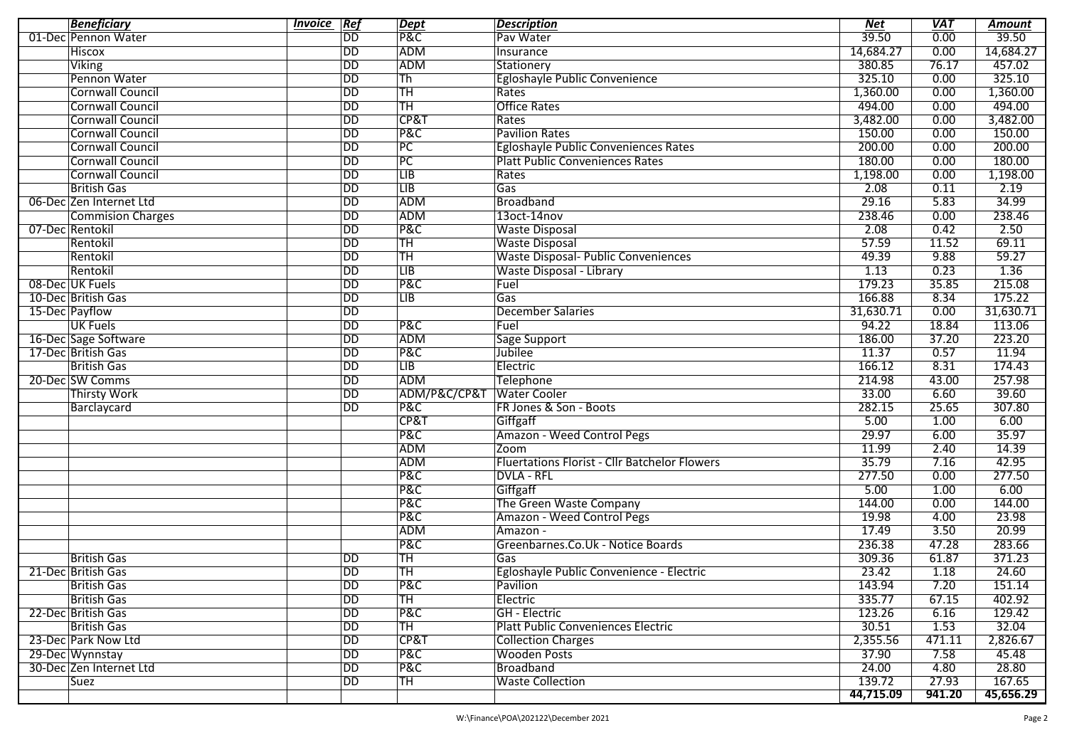| | Beneficiary | Invoice | Ref | Dept | Description | Net | VAT | Amount |
|---|---|---|---|---|---|---|---|---|
| 01-Dec | Pennon Water | | DD | P&C | Pav Water | 39.50 | 0.00 | 39.50 |
| | Hiscox | | DD | ADM | Insurance | 14,684.27 | 0.00 | 14,684.27 |
| | Viking | | DD | ADM | Stationery | 380.85 | 76.17 | 457.02 |
| | Pennon Water | | DD | Th | Egloshayle Public Convenience | 325.10 | 0.00 | 325.10 |
| | Cornwall Council | | DD | TH | Rates | 1,360.00 | 0.00 | 1,360.00 |
| | Cornwall Council | | DD | TH | Office Rates | 494.00 | 0.00 | 494.00 |
| | Cornwall Council | | DD | CP&T | Rates | 3,482.00 | 0.00 | 3,482.00 |
| | Cornwall Council | | DD | P&C | Pavilion Rates | 150.00 | 0.00 | 150.00 |
| | Cornwall Council | | DD | PC | Egloshayle Public Conveniences Rates | 200.00 | 0.00 | 200.00 |
| | Cornwall Council | | DD | PC | Platt Public Conveniences Rates | 180.00 | 0.00 | 180.00 |
| | Cornwall Council | | DD | LIB | Rates | 1,198.00 | 0.00 | 1,198.00 |
| | British Gas | | DD | LIB | Gas | 2.08 | 0.11 | 2.19 |
| 06-Dec | Zen Internet Ltd | | DD | ADM | Broadband | 29.16 | 5.83 | 34.99 |
| | Commision Charges | | DD | ADM | 13oct-14nov | 238.46 | 0.00 | 238.46 |
| 07-Dec | Rentokil | | DD | P&C | Waste Disposal | 2.08 | 0.42 | 2.50 |
| | Rentokil | | DD | TH | Waste Disposal | 57.59 | 11.52 | 69.11 |
| | Rentokil | | DD | TH | Waste Disposal- Public Conveniences | 49.39 | 9.88 | 59.27 |
| | Rentokil | | DD | LIB | Waste Disposal - Library | 1.13 | 0.23 | 1.36 |
| 08-Dec | UK Fuels | | DD | P&C | Fuel | 179.23 | 35.85 | 215.08 |
| 10-Dec | British Gas | | DD | LIB | Gas | 166.88 | 8.34 | 175.22 |
| 15-Dec | Payflow | | DD | | December Salaries | 31,630.71 | 0.00 | 31,630.71 |
| | UK Fuels | | DD | P&C | Fuel | 94.22 | 18.84 | 113.06 |
| 16-Dec | Sage Software | | DD | ADM | Sage Support | 186.00 | 37.20 | 223.20 |
| 17-Dec | British Gas | | DD | P&C | Jubilee | 11.37 | 0.57 | 11.94 |
| | British Gas | | DD | LIB | Electric | 166.12 | 8.31 | 174.43 |
| 20-Dec | SW Comms | | DD | ADM | Telephone | 214.98 | 43.00 | 257.98 |
| | Thirsty Work | | DD | ADM/P&C/CP&T | Water Cooler | 33.00 | 6.60 | 39.60 |
| | Barclaycard | | DD | P&C | FR Jones & Son - Boots | 282.15 | 25.65 | 307.80 |
| | | | | CP&T | Giffgaff | 5.00 | 1.00 | 6.00 |
| | | | | P&C | Amazon - Weed Control Pegs | 29.97 | 6.00 | 35.97 |
| | | | | ADM | Zoom | 11.99 | 2.40 | 14.39 |
| | | | | ADM | Fluertations Florist - Cllr Batchelor Flowers | 35.79 | 7.16 | 42.95 |
| | | | | P&C | DVLA - RFL | 277.50 | 0.00 | 277.50 |
| | | | | P&C | Giffgaff | 5.00 | 1.00 | 6.00 |
| | | | | P&C | The Green Waste Company | 144.00 | 0.00 | 144.00 |
| | | | | P&C | Amazon - Weed Control Pegs | 19.98 | 4.00 | 23.98 |
| | | | | ADM | Amazon - | 17.49 | 3.50 | 20.99 |
| | | | | P&C | Greenbarnes.Co.Uk - Notice Boards | 236.38 | 47.28 | 283.66 |
| | British Gas | | DD | TH | Gas | 309.36 | 61.87 | 371.23 |
| 21-Dec | British Gas | | DD | TH | Egloshayle Public Convenience - Electric | 23.42 | 1.18 | 24.60 |
| | British Gas | | DD | P&C | Pavilion | 143.94 | 7.20 | 151.14 |
| | British Gas | | DD | TH | Electric | 335.77 | 67.15 | 402.92 |
| 22-Dec | British Gas | | DD | P&C | GH - Electric | 123.26 | 6.16 | 129.42 |
| | British Gas | | DD | TH | Platt Public Conveniences Electric | 30.51 | 1.53 | 32.04 |
| 23-Dec | Park Now Ltd | | DD | CP&T | Collection Charges | 2,355.56 | 471.11 | 2,826.67 |
| 29-Dec | Wynnstay | | DD | P&C | Wooden Posts | 37.90 | 7.58 | 45.48 |
| 30-Dec | Zen Internet Ltd | | DD | P&C | Broadband | 24.00 | 4.80 | 28.80 |
| | Suez | | DD | TH | Waste Collection | 139.72 | 27.93 | 167.65 |
| | | | | | | **44,715.09** | **941.20** | **45,656.29** |

W:\Finance\POA\202122\December 2021